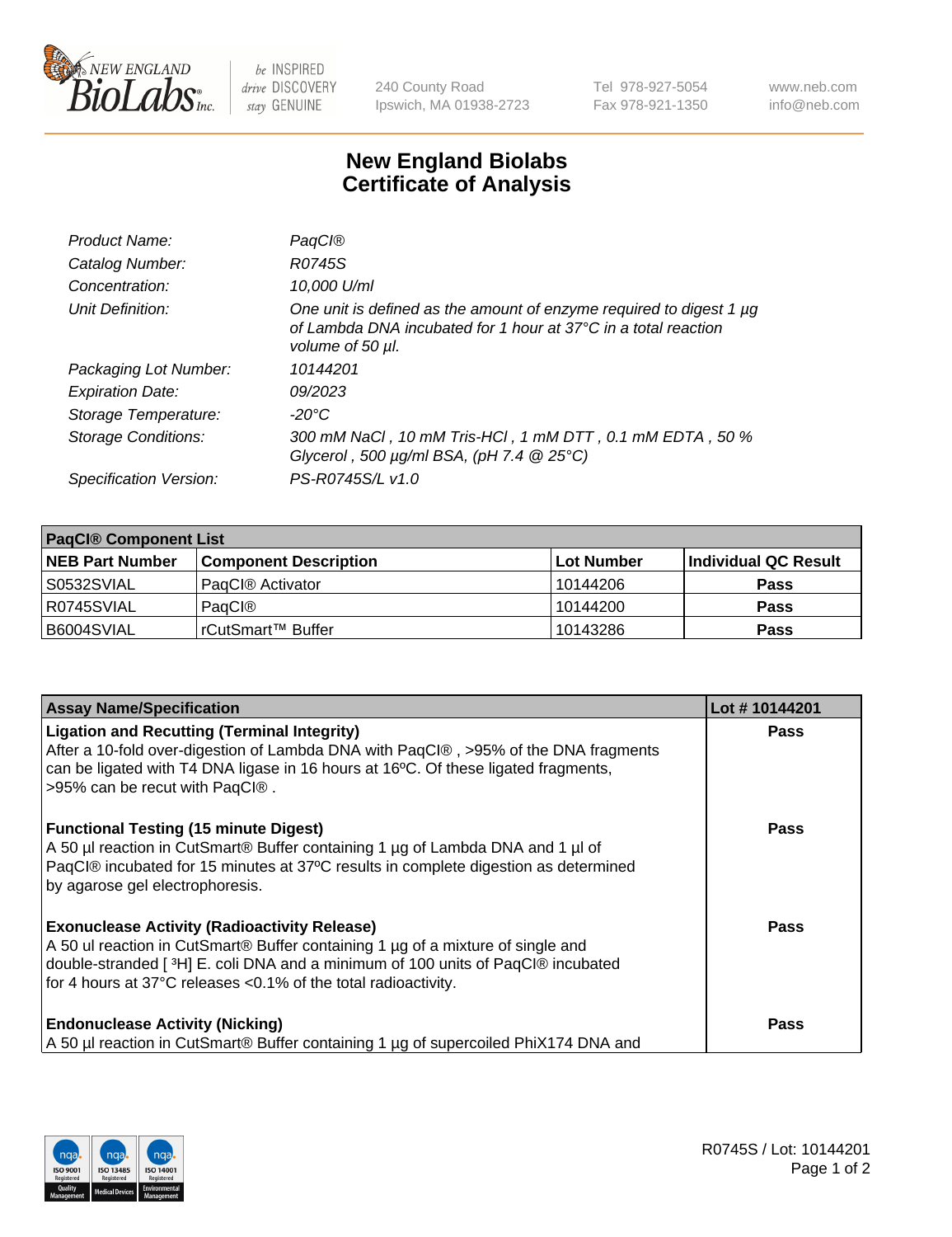# New England Biolabs
# Certificate of Analysis

| | |
|---|---|
| *Product Name:* | *PaqCI®* |
| *Catalog Number:* | *R0745S* |
| *Concentration:* | *10,000 U/ml* |
| *Unit Definition:* | *One unit is defined as the amount of enzyme required to digest 1 µg of Lambda DNA incubated for 1 hour at 37°C in a total reaction volume of 50 µl.* |
| *Packaging Lot Number:* | *10144201* |
| *Expiration Date:* | *09/2023* |
| *Storage Temperature:* | *-20°C* |
| *Storage Conditions:* | *300 mM NaCl , 10 mM Tris-HCl , 1 mM DTT , 0.1 mM EDTA , 50 % Glycerol , 500 µg/ml BSA, (pH 7.4 @ 25°C)* |
| *Specification Version:* | *PS-R0745S/L v1.0* |

| **PaqCI® Component List** | | | |
|---|---|---|---|
| **NEB Part Number** | **Component Description** | **Lot Number** | **Individual QC Result** |
| S0532SVIAL | PaqCI® Activator | 10144206 | **Pass** |
| R0745SVIAL | PaqCI® | 10144200 | **Pass** |
| B6004SVIAL | rCutSmart™ Buffer | 10143286 | **Pass** |

| **Assay Name/Specification** | **Lot # 10144201** |
|---|---|
| **Ligation and Recutting (Terminal Integrity)**<br>After a 10-fold over-digestion of Lambda DNA with PaqCI® , >95% of the DNA fragments can be ligated with T4 DNA ligase in 16 hours at 16ºC. Of these ligated fragments, >95% can be recut with PaqCI® . | **Pass** |
| **Functional Testing (15 minute Digest)**<br>A 50 µl reaction in CutSmart® Buffer containing 1 µg of Lambda DNA and 1 µl of PaqCI® incubated for 15 minutes at 37ºC results in complete digestion as determined by agarose gel electrophoresis. | **Pass** |
| **Exonuclease Activity (Radioactivity Release)**<br>A 50 ul reaction in CutSmart® Buffer containing 1 µg of a mixture of single and double-stranded [ $^3$H] E. coli DNA and a minimum of 100 units of PaqCI® incubated for 4 hours at 37°C releases <0.1% of the total radioactivity. | **Pass** |
| **Endonuclease Activity (Nicking)**<br>A 50 µl reaction in CutSmart® Buffer containing 1 µg of supercoiled PhiX174 DNA and | **Pass** |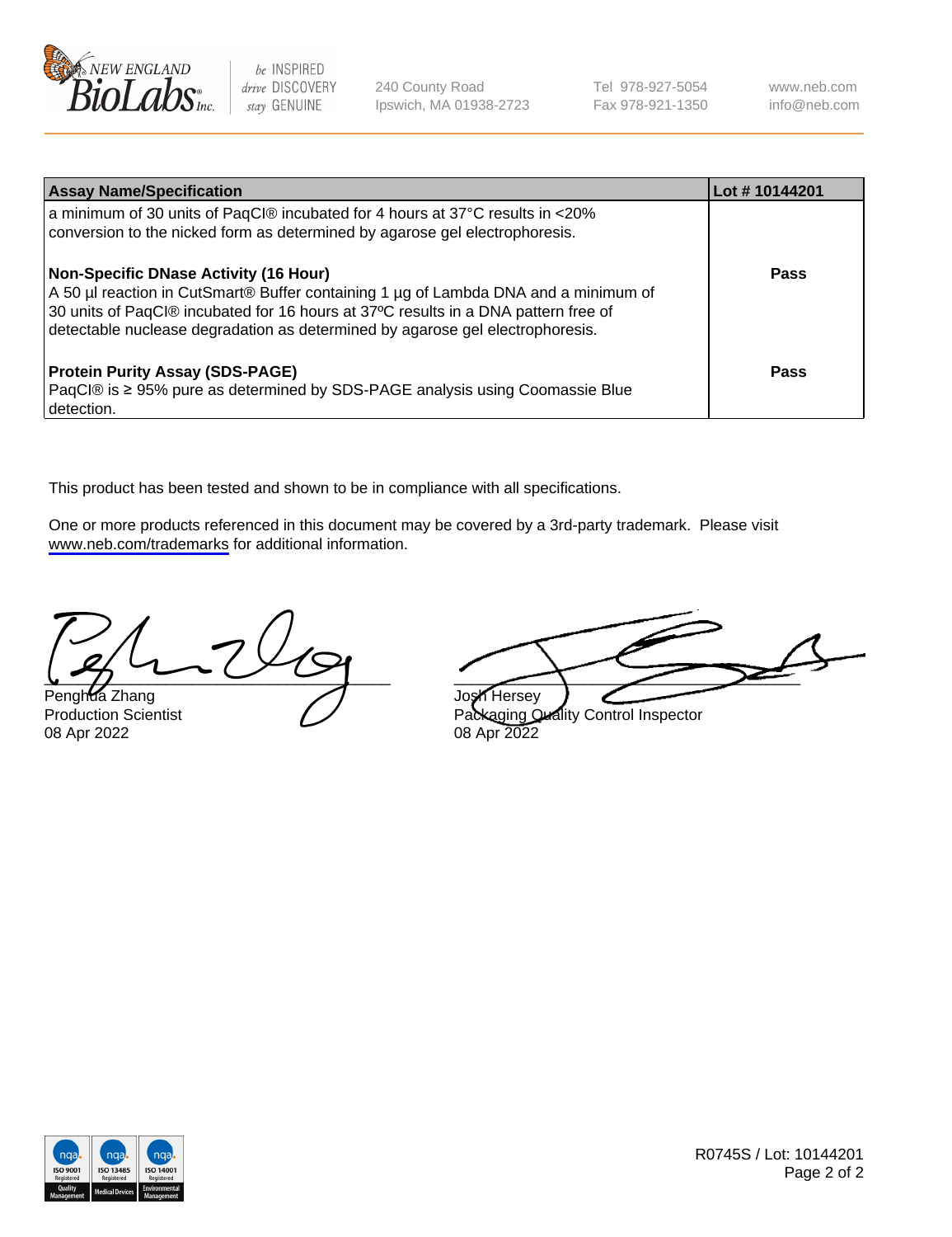| Assay Name/Specification | Lot # 10144201 |
| --- | --- |
| a minimum of 30 units of PaqCI® incubated for 4 hours at 37°C results in <20% conversion to the nicked form as determined by agarose gel electrophoresis. | |
| **Non-Specific DNase Activity (16 Hour)**<br>A 50 µl reaction in CutSmart® Buffer containing 1 µg of Lambda DNA and a minimum of 30 units of PaqCI® incubated for 16 hours at 37ºC results in a DNA pattern free of detectable nuclease degradation as determined by agarose gel electrophoresis. | **Pass** |
| **Protein Purity Assay (SDS-PAGE)**<br>PaqCI® is ≥ 95% pure as determined by SDS-PAGE analysis using Coomassie Blue detection. | **Pass** |

This product has been tested and shown to be in compliance with all specifications.

One or more products referenced in this document may be covered by a 3rd-party trademark. Please visit www.neb.com/trademarks for additional information.

Penghua Zhang
Production Scientist
08 Apr 2022

Josh Hersey
Packaging Quality Control Inspector
08 Apr 2022

R0745S / Lot: 10144201